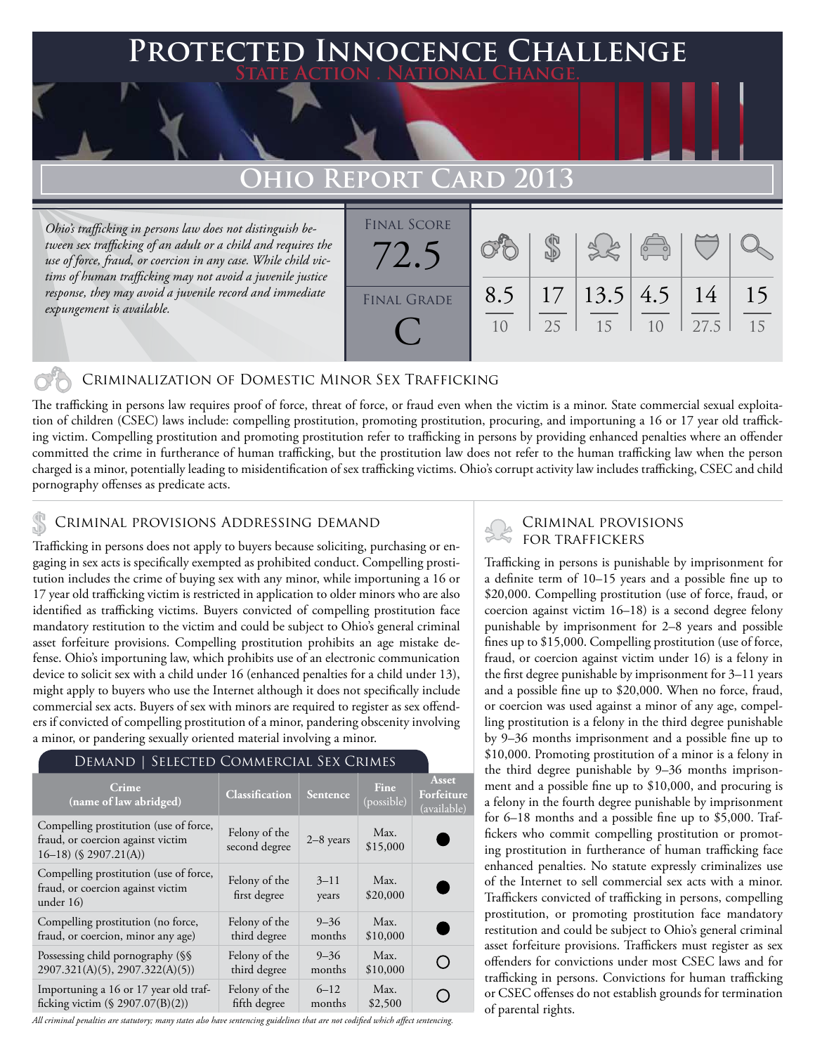# Protected Innocence Challenge

State Action . National Change.

## Ohio Report Card 2013

*Ohio's trafficking in persons law does not distinguish between sex trafficking of an adult or a child and requires the use of force, fraud, or coercion in any case. While child victims of human trafficking may not avoid a juvenile justice response, they may avoid a juvenile record and immediate expungement is available.*

| Final Score | Final Grade |
|---|---|
| 72.5 | C |

| Criminalization of Domestic Minor Sex Trafficking | Criminal Provisions Addressing Demand | Criminal Provisions for Traffickers | Criminal Provisions for Facilitators | Protective Provisions for the Child Victims | Criminal Justice Tools for Investigation and Prosecutions |
|---|---|---|---|---|---|
| 8.5/10 | 17/25 | 13.5/15 | 4.5/10 | 14/27.5 | 15/15 |

### Criminalization of Domestic Minor Sex Trafficking

The trafficking in persons law requires proof of force, threat of force, or fraud even when the victim is a minor. State commercial sexual exploitation of children (CSEC) laws include: compelling prostitution, promoting prostitution, procuring, and importuning a 16 or 17 year old trafficking victim. Compelling prostitution and promoting prostitution refer to trafficking in persons by providing enhanced penalties where an offender committed the crime in furtherance of human trafficking, but the prostitution law does not refer to the human trafficking law when the person charged is a minor, potentially leading to misidentification of sex trafficking victims. Ohio's corrupt activity law includes trafficking, CSEC and child pornography offenses as predicate acts.

### Criminal provisions Addressing demand

Trafficking in persons does not apply to buyers because soliciting, purchasing or engaging in sex acts is specifically exempted as prohibited conduct. Compelling prostitution includes the crime of buying sex with any minor, while importuning a 16 or 17 year old trafficking victim is restricted in application to older minors who are also identified as trafficking victims. Buyers convicted of compelling prostitution face mandatory restitution to the victim and could be subject to Ohio's general criminal asset forfeiture provisions. Compelling prostitution prohibits an age mistake defense. Ohio's importuning law, which prohibits use of an electronic communication device to solicit sex with a child under 16 (enhanced penalties for a child under 13), might apply to buyers who use the Internet although it does not specifically include commercial sex acts. Buyers of sex with minors are required to register as sex offenders if convicted of compelling prostitution of a minor, pandering obscenity involving a minor, or pandering sexually oriented material involving a minor.

**Demand | Selected Commercial Sex Crimes**

| Crime (name of law abridged) | Classification | Sentence | Fine (possible) | Asset Forfeiture (available) |
|---|---|---|---|---|
| Compelling prostitution (use of force, fraud, or coercion against victim 16–18) (§ 2907.21(A)) | Felony of the second degree | 2–8 years | Max. $15,000 | ● |
| Compelling prostitution (use of force, fraud, or coercion against victim under 16) | Felony of the first degree | 3–11 years | Max. $20,000 | ● |
| Compelling prostitution (no force, fraud, or coercion, minor any age) | Felony of the third degree | 9–36 months | Max. $10,000 | ● |
| Possessing child pornography (§§ 2907.321(A)(5), 2907.322(A)(5)) | Felony of the third degree | 9–36 months | Max. $10,000 | ○ |
| Importuning a 16 or 17 year old trafficking victim (§ 2907.07(B)(2)) | Felony of the fifth degree | 6–12 months | Max. $2,500 | ○ |

*All criminal penalties are statutory; many states also have sentencing guidelines that are not codified which affect sentencing.*

### Criminal provisions for traffickers

Trafficking in persons is punishable by imprisonment for a definite term of 10–15 years and a possible fine up to $20,000. Compelling prostitution (use of force, fraud, or coercion against victim 16–18) is a second degree felony punishable by imprisonment for 2–8 years and possible fines up to $15,000. Compelling prostitution (use of force, fraud, or coercion against victim under 16) is a felony in the first degree punishable by imprisonment for 3–11 years and a possible fine up to $20,000. When no force, fraud, or coercion was used against a minor of any age, compelling prostitution is a felony in the third degree punishable by 9–36 months imprisonment and a possible fine up to $10,000. Promoting prostitution of a minor is a felony in the third degree punishable by 9–36 months imprisonment and a possible fine up to $10,000, and procuring is a felony in the fourth degree punishable by imprisonment for 6–18 months and a possible fine up to $5,000. Traffickers who commit compelling prostitution or promoting prostitution in furtherance of human trafficking face enhanced penalties. No statute expressly criminalizes use of the Internet to sell commercial sex acts with a minor. Traffickers convicted of trafficking in persons, compelling prostitution, or promoting prostitution face mandatory restitution and could be subject to Ohio's general criminal asset forfeiture provisions. Traffickers must register as sex offenders for convictions under most CSEC laws and for trafficking in persons. Convictions for human trafficking or CSEC offenses do not establish grounds for termination of parental rights.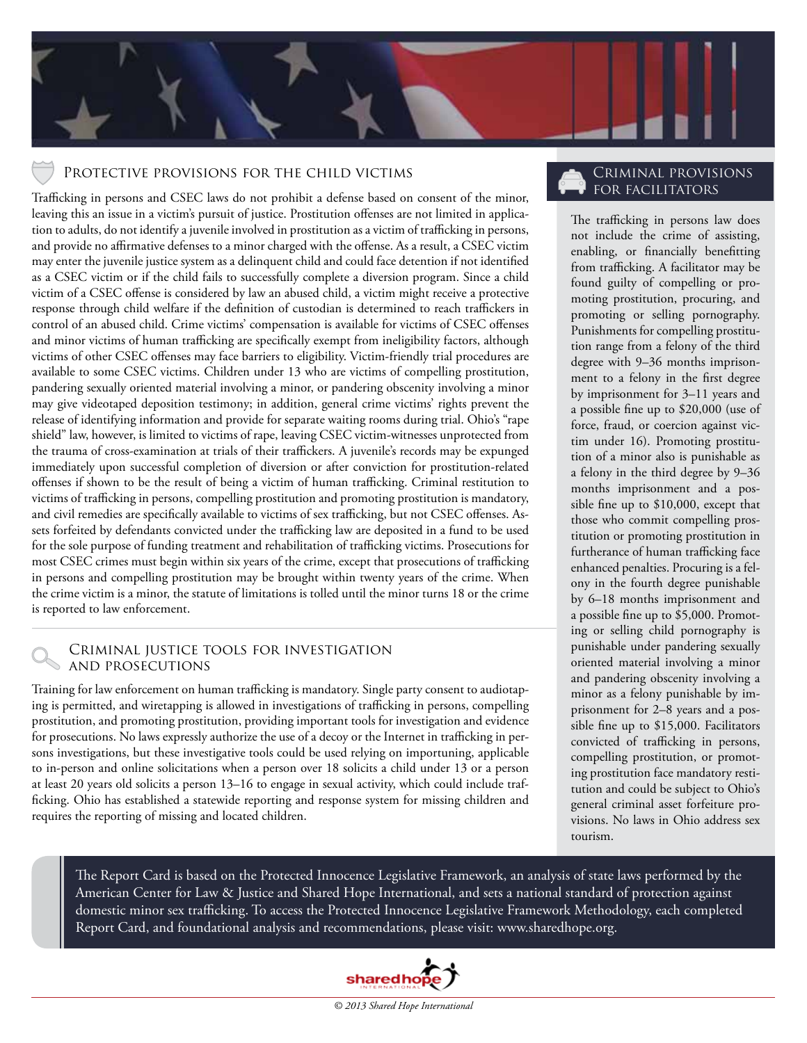## Protective provisions for the child victims

Trafficking in persons and CSEC laws do not prohibit a defense based on consent of the minor, leaving this an issue in a victim's pursuit of justice. Prostitution offenses are not limited in application to adults, do not identify a juvenile involved in prostitution as a victim of trafficking in persons, and provide no affirmative defenses to a minor charged with the offense. As a result, a CSEC victim may enter the juvenile justice system as a delinquent child and could face detention if not identified as a CSEC victim or if the child fails to successfully complete a diversion program. Since a child victim of a CSEC offense is considered by law an abused child, a victim might receive a protective response through child welfare if the definition of custodian is determined to reach traffickers in control of an abused child. Crime victims' compensation is available for victims of CSEC offenses and minor victims of human trafficking are specifically exempt from ineligibility factors, although victims of other CSEC offenses may face barriers to eligibility. Victim-friendly trial procedures are available to some CSEC victims. Children under 13 who are victims of compelling prostitution, pandering sexually oriented material involving a minor, or pandering obscenity involving a minor may give videotaped deposition testimony; in addition, general crime victims' rights prevent the release of identifying information and provide for separate waiting rooms during trial. Ohio's "rape shield" law, however, is limited to victims of rape, leaving CSEC victim-witnesses unprotected from the trauma of cross-examination at trials of their traffickers. A juvenile's records may be expunged immediately upon successful completion of diversion or after conviction for prostitution-related offenses if shown to be the result of being a victim of human trafficking. Criminal restitution to victims of trafficking in persons, compelling prostitution and promoting prostitution is mandatory, and civil remedies are specifically available to victims of sex trafficking, but not CSEC offenses. Assets forfeited by defendants convicted under the trafficking law are deposited in a fund to be used for the sole purpose of funding treatment and rehabilitation of trafficking victims. Prosecutions for most CSEC crimes must begin within six years of the crime, except that prosecutions of trafficking in persons and compelling prostitution may be brought within twenty years of the crime. When the crime victim is a minor, the statute of limitations is tolled until the minor turns 18 or the crime is reported to law enforcement.

## Criminal justice tools for investigation and prosecutions

Training for law enforcement on human trafficking is mandatory. Single party consent to audiotaping is permitted, and wiretapping is allowed in investigations of trafficking in persons, compelling prostitution, and promoting prostitution, providing important tools for investigation and evidence for prosecutions. No laws expressly authorize the use of a decoy or the Internet in trafficking in persons investigations, but these investigative tools could be used relying on importuning, applicable to in-person and online solicitations when a person over 18 solicits a child under 13 or a person at least 20 years old solicits a person 13–16 to engage in sexual activity, which could include trafficking. Ohio has established a statewide reporting and response system for missing children and requires the reporting of missing and located children.

## Criminal provisions for facilitators

The trafficking in persons law does not include the crime of assisting, enabling, or financially benefitting from trafficking. A facilitator may be found guilty of compelling or promoting prostitution, procuring, and promoting or selling pornography. Punishments for compelling prostitution range from a felony of the third degree with 9–36 months imprisonment to a felony in the first degree by imprisonment for 3–11 years and a possible fine up to $20,000 (use of force, fraud, or coercion against victim under 16). Promoting prostitution of a minor also is punishable as a felony in the third degree by 9–36 months imprisonment and a possible fine up to $10,000, except that those who commit compelling prostitution or promoting prostitution in furtherance of human trafficking face enhanced penalties. Procuring is a felony in the fourth degree punishable by 6–18 months imprisonment and a possible fine up to $5,000. Promoting or selling child pornography is punishable under pandering sexually oriented material involving a minor and pandering obscenity involving a minor as a felony punishable by imprisonment for 2–8 years and a possible fine up to $15,000. Facilitators convicted of trafficking in persons, compelling prostitution, or promoting prostitution face mandatory restitution and could be subject to Ohio's general criminal asset forfeiture provisions. No laws in Ohio address sex tourism.

The Report Card is based on the Protected Innocence Legislative Framework, an analysis of state laws performed by the American Center for Law & Justice and Shared Hope International, and sets a national standard of protection against domestic minor sex trafficking. To access the Protected Innocence Legislative Framework Methodology, each completed Report Card, and foundational analysis and recommendations, please visit: www.sharedhope.org.

*© 2013 Shared Hope International*